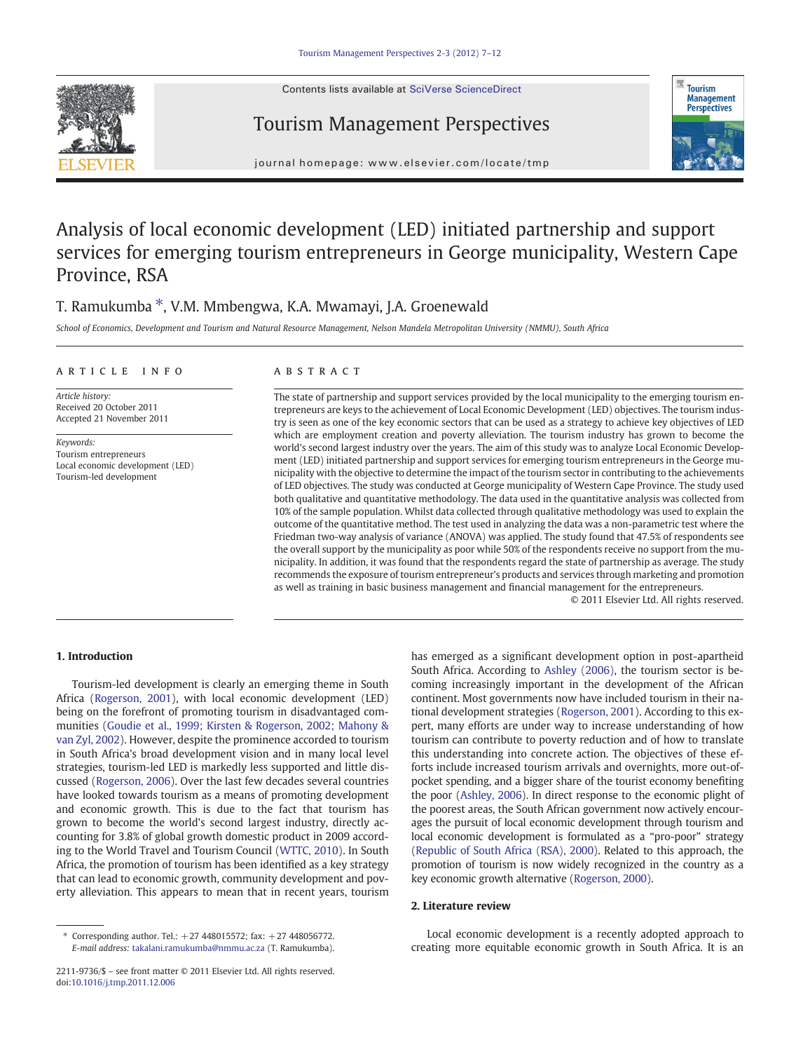# Analysis of local economic development (LED) initiated partnership and support services for emerging tourism entrepreneurs in George municipality, Western Cape Province, RSA

T. Ramukumba *, V.M. Mmbengwa, K.A. Mwamayi, J.A. Groenewald

*School of Economics, Development and Tourism and Natural Resource Management, Nelson Mandela Metropolitan University (NMMU), South Africa*

**ARTICLE INFO**

*Article history:*
Received 20 October 2011
Accepted 21 November 2011

*Keywords:*
Tourism entrepreneurs
Local economic development (LED)
Tourism-led development

**ABSTRACT**

The state of partnership and support services provided by the local municipality to the emerging tourism entrepreneurs are keys to the achievement of Local Economic Development (LED) objectives. The tourism industry is seen as one of the key economic sectors that can be used as a strategy to achieve key objectives of LED which are employment creation and poverty alleviation. The tourism industry has grown to become the world's second largest industry over the years. The aim of this study was to analyze Local Economic Development (LED) initiated partnership and support services for emerging tourism entrepreneurs in the George municipality with the objective to determine the impact of the tourism sector in contributing to the achievements of LED objectives. The study was conducted at George municipality of Western Cape Province. The study used both qualitative and quantitative methodology. The data used in the quantitative analysis was collected from 10% of the sample population. Whilst data collected through qualitative methodology was used to explain the outcome of the quantitative method. The test used in analyzing the data was a non-parametric test where the Friedman two-way analysis of variance (ANOVA) was applied. The study found that 47.5% of respondents see the overall support by the municipality as poor while 50% of the respondents receive no support from the municipality. In addition, it was found that the respondents regard the state of partnership as average. The study recommends the exposure of tourism entrepreneur's products and services through marketing and promotion as well as training in basic business management and financial management for the entrepreneurs.

© 2011 Elsevier Ltd. All rights reserved.

## 1. Introduction

Tourism-led development is clearly an emerging theme in South Africa (Rogerson, 2001), with local economic development (LED) being on the forefront of promoting tourism in disadvantaged communities (Goudie et al., 1999; Kirsten & Rogerson, 2002; Mahony & van Zyl, 2002). However, despite the prominence accorded to tourism in South Africa's broad development vision and in many local level strategies, tourism-led LED is markedly less supported and little discussed (Rogerson, 2006). Over the last few decades several countries have looked towards tourism as a means of promoting development and economic growth. This is due to the fact that tourism has grown to become the world's second largest industry, directly accounting for 3.8% of global growth domestic product in 2009 according to the World Travel and Tourism Council (WTTC, 2010). In South Africa, the promotion of tourism has been identified as a key strategy that can lead to economic growth, community development and poverty alleviation. This appears to mean that in recent years, tourism has emerged as a significant development option in post-apartheid South Africa. According to Ashley (2006), the tourism sector is becoming increasingly important in the development of the African continent. Most governments now have included tourism in their national development strategies (Rogerson, 2001). According to this expert, many efforts are under way to increase understanding of how tourism can contribute to poverty reduction and of how to translate this understanding into concrete action. The objectives of these efforts include increased tourism arrivals and overnights, more out-of-pocket spending, and a bigger share of the tourist economy benefiting the poor (Ashley, 2006). In direct response to the economic plight of the poorest areas, the South African government now actively encourages the pursuit of local economic development through tourism and local economic development is formulated as a "pro-poor" strategy (Republic of South Africa (RSA), 2000). Related to this approach, the promotion of tourism is now widely recognized in the country as a key economic growth alternative (Rogerson, 2000).

## 2. Literature review

Local economic development is a recently adopted approach to creating more equitable economic growth in South Africa. It is an

* Corresponding author. Tel.: +27 448015572; fax: +27 448056772.
*E-mail address:* takalani.ramukumba@nmmu.ac.za (T. Ramukumba).

2211-9736/$ – see front matter © 2011 Elsevier Ltd. All rights reserved.
doi:10.1016/j.tmp.2011.12.006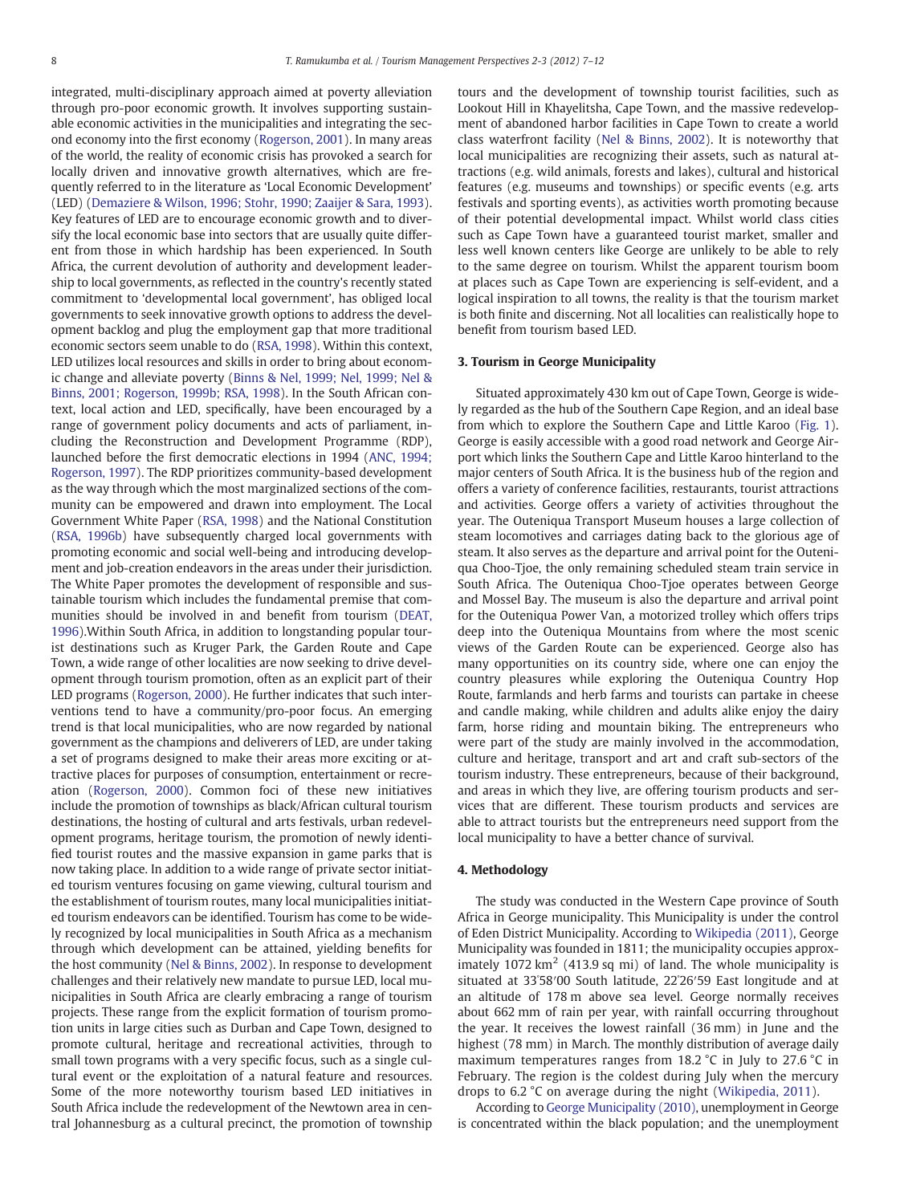integrated, multi-disciplinary approach aimed at poverty alleviation through pro-poor economic growth. It involves supporting sustainable economic activities in the municipalities and integrating the second economy into the first economy (Rogerson, 2001). In many areas of the world, the reality of economic crisis has provoked a search for locally driven and innovative growth alternatives, which are frequently referred to in the literature as 'Local Economic Development' (LED) (Demaziere & Wilson, 1996; Stohr, 1990; Zaaijer & Sara, 1993). Key features of LED are to encourage economic growth and to diversify the local economic base into sectors that are usually quite different from those in which hardship has been experienced. In South Africa, the current devolution of authority and development leadership to local governments, as reflected in the country's recently stated commitment to 'developmental local government', has obliged local governments to seek innovative growth options to address the development backlog and plug the employment gap that more traditional economic sectors seem unable to do (RSA, 1998). Within this context, LED utilizes local resources and skills in order to bring about economic change and alleviate poverty (Binns & Nel, 1999; Nel, 1999; Nel & Binns, 2001; Rogerson, 1999b; RSA, 1998). In the South African context, local action and LED, specifically, have been encouraged by a range of government policy documents and acts of parliament, including the Reconstruction and Development Programme (RDP), launched before the first democratic elections in 1994 (ANC, 1994; Rogerson, 1997). The RDP prioritizes community-based development as the way through which the most marginalized sections of the community can be empowered and drawn into employment. The Local Government White Paper (RSA, 1998) and the National Constitution (RSA, 1996b) have subsequently charged local governments with promoting economic and social well-being and introducing development and job-creation endeavors in the areas under their jurisdiction. The White Paper promotes the development of responsible and sustainable tourism which includes the fundamental premise that communities should be involved in and benefit from tourism (DEAT, 1996).Within South Africa, in addition to longstanding popular tourist destinations such as Kruger Park, the Garden Route and Cape Town, a wide range of other localities are now seeking to drive development through tourism promotion, often as an explicit part of their LED programs (Rogerson, 2000). He further indicates that such interventions tend to have a community/pro-poor focus. An emerging trend is that local municipalities, who are now regarded by national government as the champions and deliverers of LED, are under taking a set of programs designed to make their areas more exciting or attractive places for purposes of consumption, entertainment or recreation (Rogerson, 2000). Common foci of these new initiatives include the promotion of townships as black/African cultural tourism destinations, the hosting of cultural and arts festivals, urban redevelopment programs, heritage tourism, the promotion of newly identified tourist routes and the massive expansion in game parks that is now taking place. In addition to a wide range of private sector initiated tourism ventures focusing on game viewing, cultural tourism and the establishment of tourism routes, many local municipalities initiated tourism endeavors can be identified. Tourism has come to be widely recognized by local municipalities in South Africa as a mechanism through which development can be attained, yielding benefits for the host community (Nel & Binns, 2002). In response to development challenges and their relatively new mandate to pursue LED, local municipalities in South Africa are clearly embracing a range of tourism projects. These range from the explicit formation of tourism promotion units in large cities such as Durban and Cape Town, designed to promote cultural, heritage and recreational activities, through to small town programs with a very specific focus, such as a single cultural event or the exploitation of a natural feature and resources. Some of the more noteworthy tourism based LED initiatives in South Africa include the redevelopment of the Newtown area in central Johannesburg as a cultural precinct, the promotion of township tours and the development of township tourist facilities, such as Lookout Hill in Khayelitsha, Cape Town, and the massive redevelopment of abandoned harbor facilities in Cape Town to create a world class waterfront facility (Nel & Binns, 2002). It is noteworthy that local municipalities are recognizing their assets, such as natural attractions (e.g. wild animals, forests and lakes), cultural and historical features (e.g. museums and townships) or specific events (e.g. arts festivals and sporting events), as activities worth promoting because of their potential developmental impact. Whilst world class cities such as Cape Town have a guaranteed tourist market, smaller and less well known centers like George are unlikely to be able to rely to the same degree on tourism. Whilst the apparent tourism boom at places such as Cape Town are experiencing is self-evident, and a logical inspiration to all towns, the reality is that the tourism market is both finite and discerning. Not all localities can realistically hope to benefit from tourism based LED.

## 3. Tourism in George Municipality

Situated approximately 430 km out of Cape Town, George is widely regarded as the hub of the Southern Cape Region, and an ideal base from which to explore the Southern Cape and Little Karoo (Fig. 1). George is easily accessible with a good road network and George Airport which links the Southern Cape and Little Karoo hinterland to the major centers of South Africa. It is the business hub of the region and offers a variety of conference facilities, restaurants, tourist attractions and activities. George offers a variety of activities throughout the year. The Outeniqua Transport Museum houses a large collection of steam locomotives and carriages dating back to the glorious age of steam. It also serves as the departure and arrival point for the Outeniqua Choo-Tjoe, the only remaining scheduled steam train service in South Africa. The Outeniqua Choo-Tjoe operates between George and Mossel Bay. The museum is also the departure and arrival point for the Outeniqua Power Van, a motorized trolley which offers trips deep into the Outeniqua Mountains from where the most scenic views of the Garden Route can be experienced. George also has many opportunities on its country side, where one can enjoy the country pleasures while exploring the Outeniqua Country Hop Route, farmlands and herb farms and tourists can partake in cheese and candle making, while children and adults alike enjoy the dairy farm, horse riding and mountain biking. The entrepreneurs who were part of the study are mainly involved in the accommodation, culture and heritage, transport and art and craft sub-sectors of the tourism industry. These entrepreneurs, because of their background, and areas in which they live, are offering tourism products and services that are different. These tourism products and services are able to attract tourists but the entrepreneurs need support from the local municipality to have a better chance of survival.

## 4. Methodology

The study was conducted in the Western Cape province of South Africa in George municipality. This Municipality is under the control of Eden District Municipality. According to Wikipedia (2011), George Municipality was founded in 1811; the municipality occupies approximately 1072 km$^2$ (413.9 sq mi) of land. The whole municipality is situated at 33̊58′00 South latitude, 22̊26′59 East longitude and at an altitude of 178 m above sea level. George normally receives about 662 mm of rain per year, with rainfall occurring throughout the year. It receives the lowest rainfall (36 mm) in June and the highest (78 mm) in March. The monthly distribution of average daily maximum temperatures ranges from 18.2 °C in July to 27.6 °C in February. The region is the coldest during July when the mercury drops to 6.2 °C on average during the night (Wikipedia, 2011).

According to George Municipality (2010), unemployment in George is concentrated within the black population; and the unemployment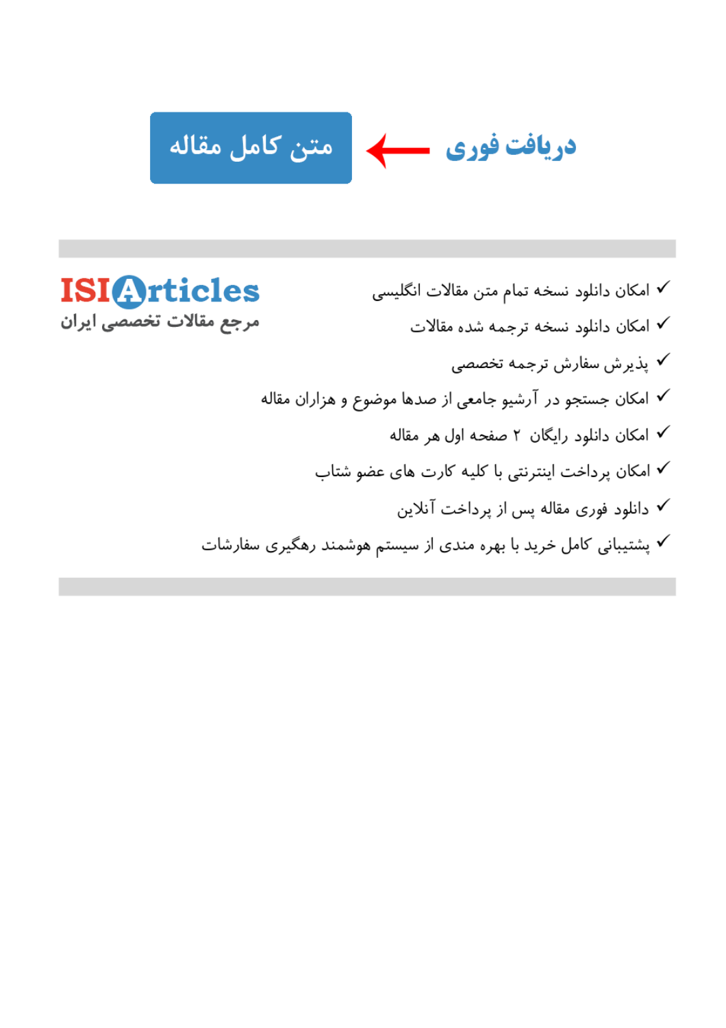دریافت فوری ← متن کامل مقاله

**ISIArticles**
مرجع مقالات تخصصی ایران

- ✓ امکان دانلود نسخه تمام متن مقالات انگلیسی
- ✓ امکان دانلود نسخه ترجمه شده مقالات
- ✓ پذیرش سفارش ترجمه تخصصی
- ✓ امکان جستجو در آرشیو جامعی از صدها موضوع و هزاران مقاله
- ✓ امکان دانلود رایگان ۲ صفحه اول هر مقاله
- ✓ امکان پرداخت اینترنتی با کلیه کارت های عضو شتاب
- ✓ دانلود فوری مقاله پس از پرداخت آنلاین
- ✓ پشتیبانی کامل خرید با بهره مندی از سیستم هوشمند رهگیری سفارشات